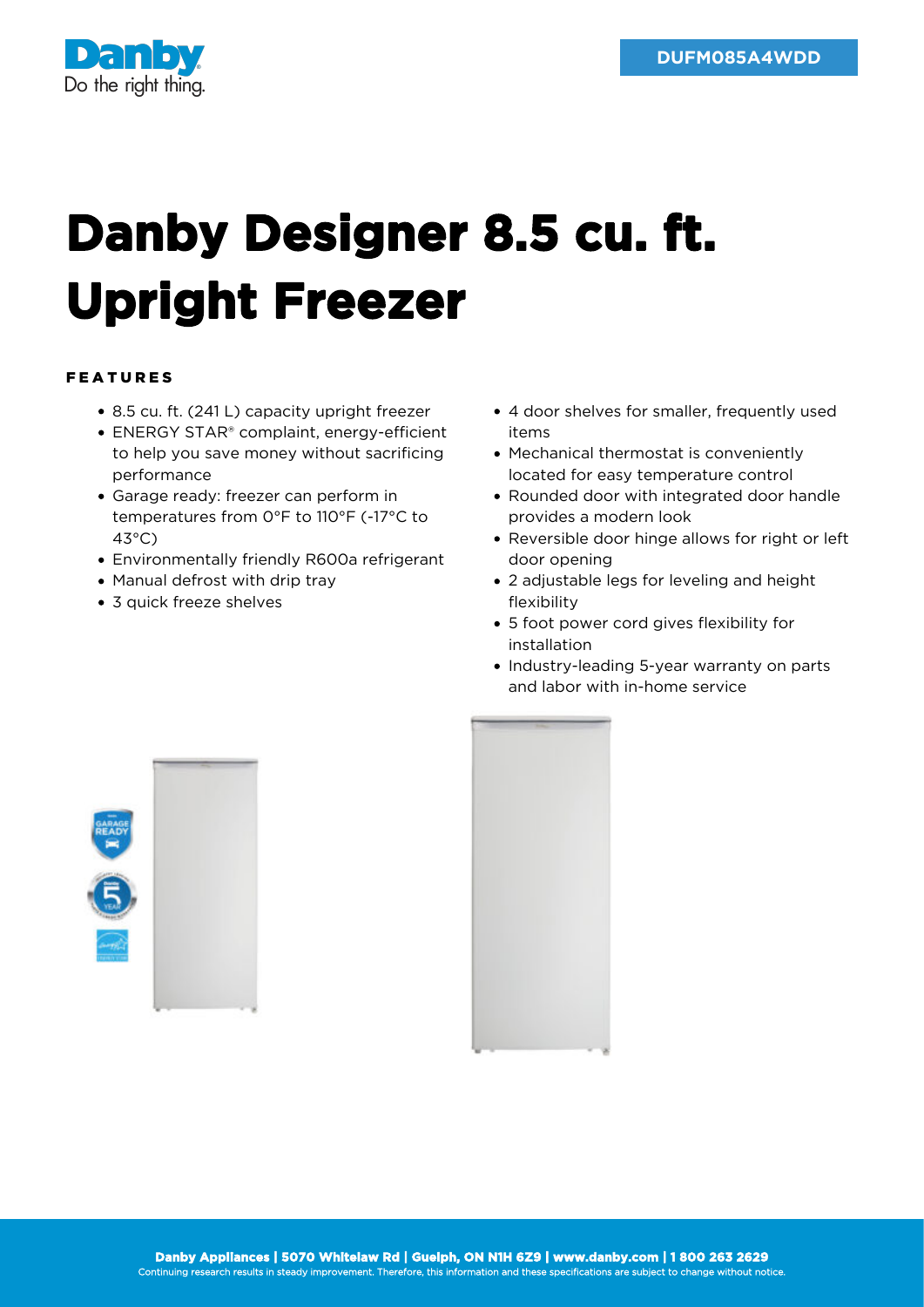DUFM085A4WDD

# Danby Designer 8.5 cu. ft. Upright Freezer

## FEATURES

- 8.5 cu. ft. (241 L) capacity upright freezer
- ENERGY STAR® complaint, energy-efficient to help you save money without sacrificing performance
- Garage ready: freezer can perform in temperatures from 0°F to 110°F (-17°C to 43°C)
- Environmentally friendly R600a refrigerant
- Manual defrost with drip tray
- 3 quick freeze shelves
- 4 door shelves for smaller, frequently used items
- Mechanical thermostat is conveniently located for easy temperature control
- Rounded door with integrated door handle provides a modern look
- Reversible door hinge allows for right or left door opening
- 2 adjustable legs for leveling and height flexibility
- 5 foot power cord gives flexibility for installation
- Industry-leading 5-year warranty on parts and labor with in-home service

**Danby Appliances | 5070 Whitelaw Rd | Guelph, ON N1H 6Z9 | www.danby.com | 1 800 263 2629**

Continuing research results in steady improvement. Therefore, this information and these specifications are subject to change without notice.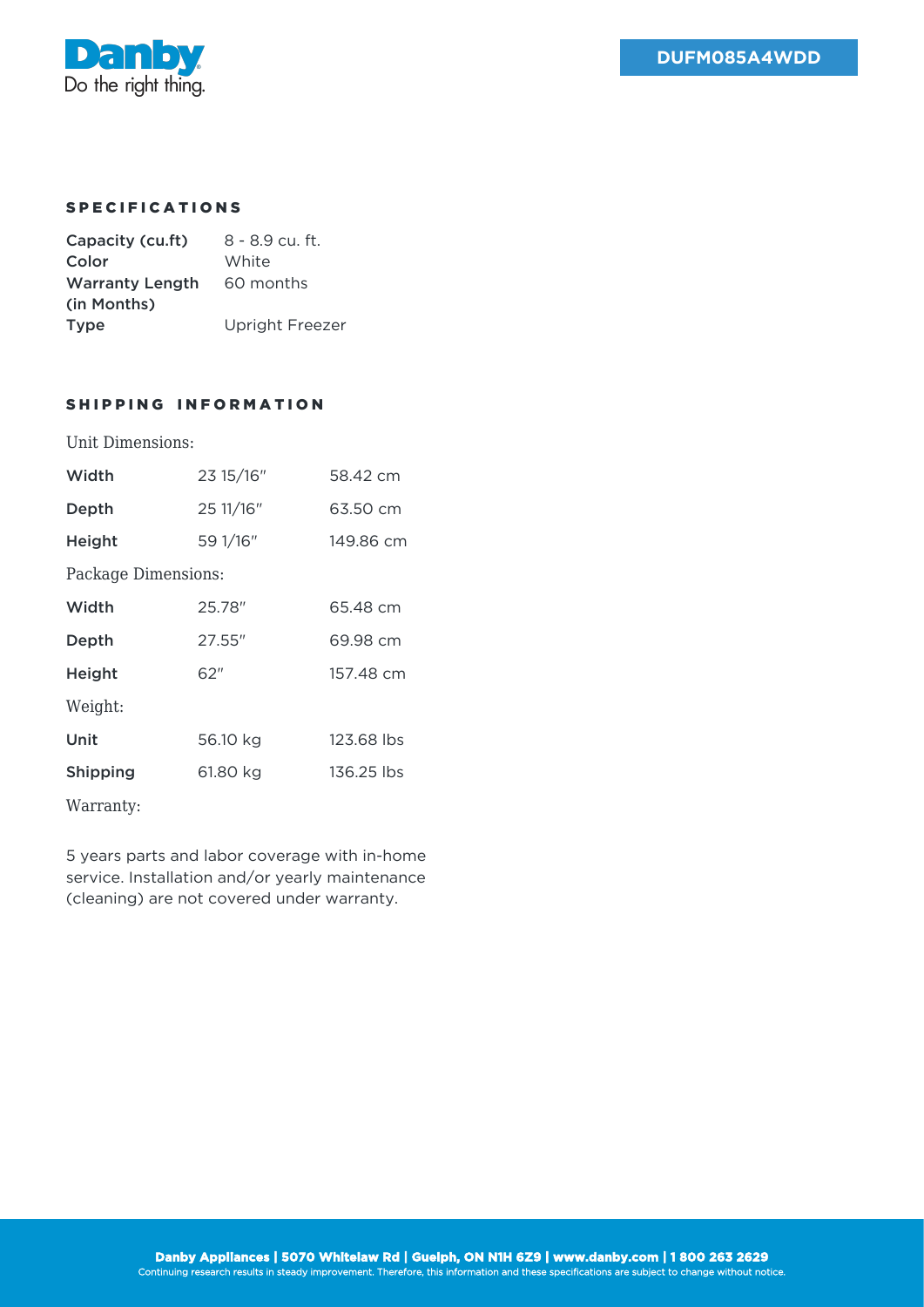Danby
Do the right thing.

DUFM085A4WDD

## SPECIFICATIONS

| | |
|---|---|
| **Capacity (cu.ft)** | 8 - 8.9 cu. ft. |
| **Color** | White |
| **Warranty Length (in Months)** | 60 months |
| **Type** | Upright Freezer |

## SHIPPING INFORMATION

Unit Dimensions:

| | | |
|---|---|---|
| **Width** | 23 15/16" | 58.42 cm |
| **Depth** | 25 11/16" | 63.50 cm |
| **Height** | 59 1/16" | 149.86 cm |

Package Dimensions:

| | | |
|---|---|---|
| **Width** | 25.78" | 65.48 cm |
| **Depth** | 27.55" | 69.98 cm |
| **Height** | 62" | 157.48 cm |

Weight:

| | | |
|---|---|---|
| **Unit** | 56.10 kg | 123.68 lbs |
| **Shipping** | 61.80 kg | 136.25 lbs |

Warranty:

5 years parts and labor coverage with in-home service. Installation and/or yearly maintenance (cleaning) are not covered under warranty.

**Danby Appliances | 5070 Whitelaw Rd | Guelph, ON N1H 6Z9 | www.danby.com | 1 800 263 2629**
Continuing research results in steady improvement. Therefore, this information and these specifications are subject to change without notice.